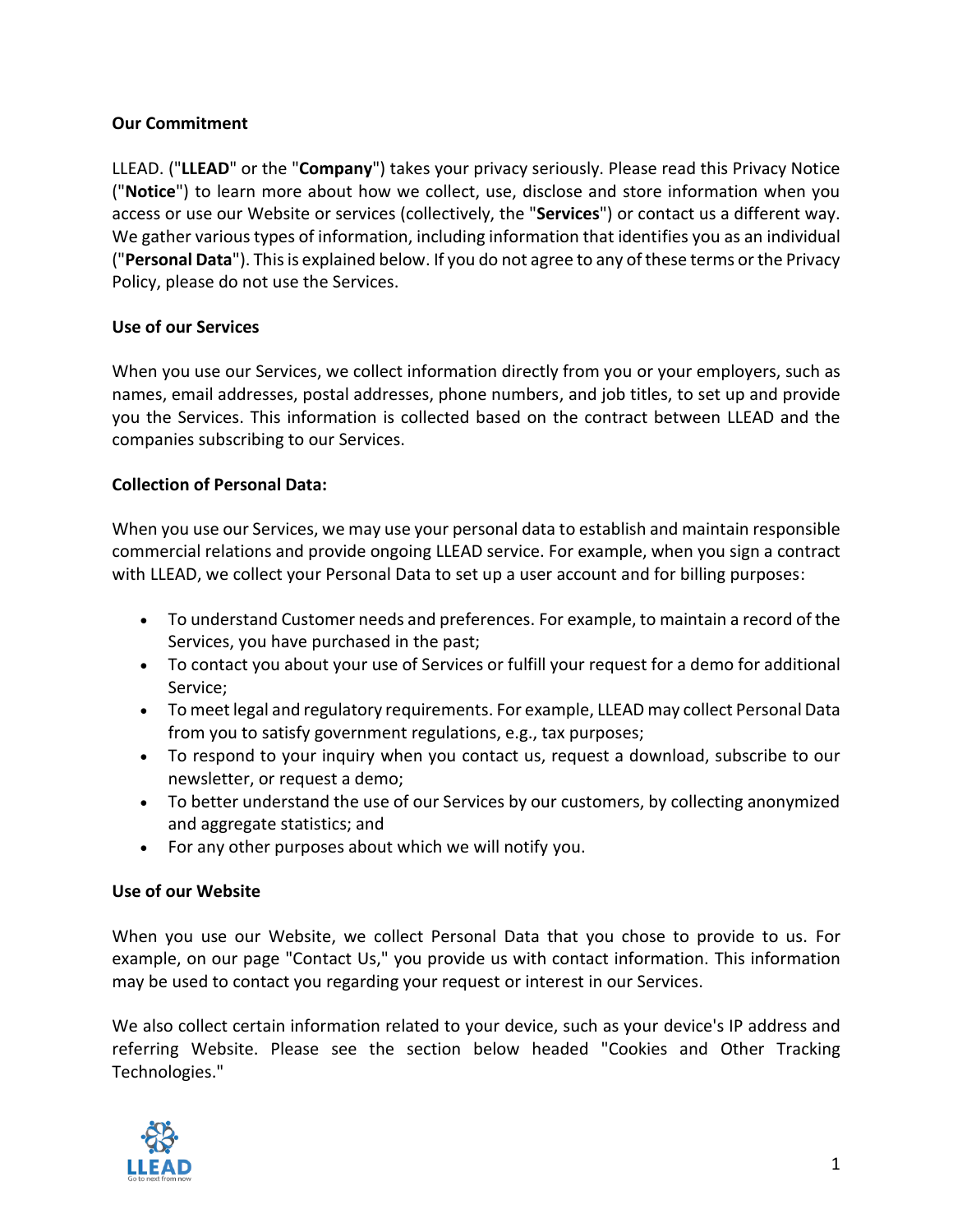**Our Commitment**

LLEAD. ("**LLEAD**" or the "**Company**") takes your privacy seriously. Please read this Privacy Notice ("**Notice**") to learn more about how we collect, use, disclose and store information when you access or use our Website or services (collectively, the "**Services**") or contact us a different way. We gather various types of information, including information that identifies you as an individual ("**Personal Data**"). This is explained below. If you do not agree to any of these terms or the Privacy Policy, please do not use the Services.

**Use of our Services**

When you use our Services, we collect information directly from you or your employers, such as names, email addresses, postal addresses, phone numbers, and job titles, to set up and provide you the Services. This information is collected based on the contract between LLEAD and the companies subscribing to our Services.

**Collection of Personal Data:**

When you use our Services, we may use your personal data to establish and maintain responsible commercial relations and provide ongoing LLEAD service. For example, when you sign a contract with LLEAD, we collect your Personal Data to set up a user account and for billing purposes:

- To understand Customer needs and preferences. For example, to maintain a record of the Services, you have purchased in the past;
- To contact you about your use of Services or fulfill your request for a demo for additional Service;
- To meet legal and regulatory requirements. For example, LLEAD may collect Personal Data from you to satisfy government regulations, e.g., tax purposes;
- To respond to your inquiry when you contact us, request a download, subscribe to our newsletter, or request a demo;
- To better understand the use of our Services by our customers, by collecting anonymized and aggregate statistics; and
- For any other purposes about which we will notify you.

**Use of our Website**

When you use our Website, we collect Personal Data that you chose to provide to us. For example, on our page "Contact Us," you provide us with contact information. This information may be used to contact you regarding your request or interest in our Services.

We also collect certain information related to your device, such as your device's IP address and referring Website. Please see the section below headed "Cookies and Other Tracking Technologies."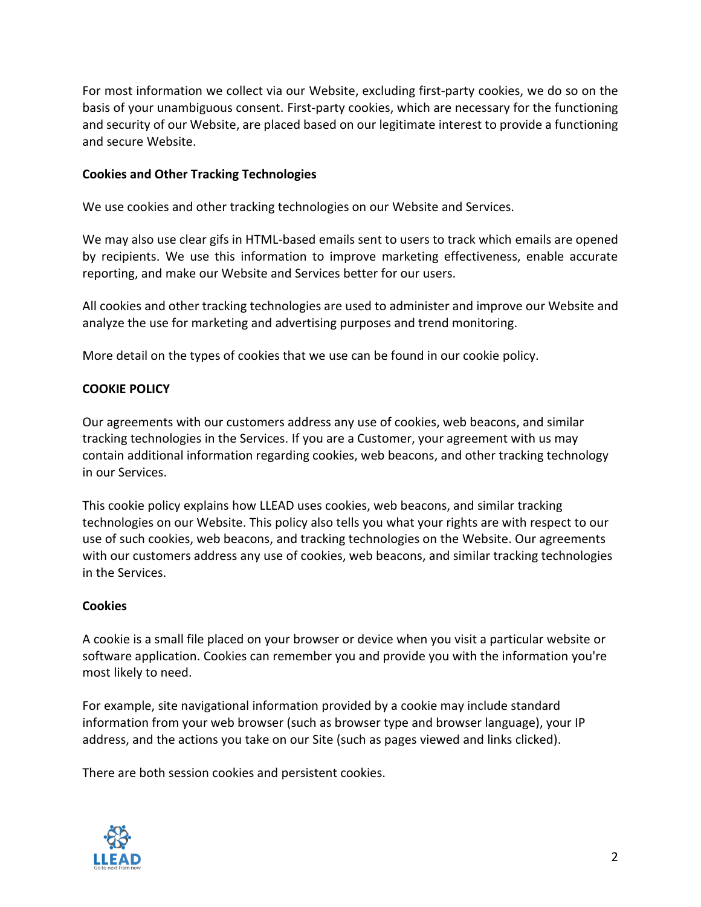For most information we collect via our Website, excluding first-party cookies, we do so on the basis of your unambiguous consent. First-party cookies, which are necessary for the functioning and security of our Website, are placed based on our legitimate interest to provide a functioning and secure Website.

**Cookies and Other Tracking Technologies**

We use cookies and other tracking technologies on our Website and Services.

We may also use clear gifs in HTML-based emails sent to users to track which emails are opened by recipients. We use this information to improve marketing effectiveness, enable accurate reporting, and make our Website and Services better for our users.

All cookies and other tracking technologies are used to administer and improve our Website and analyze the use for marketing and advertising purposes and trend monitoring.

More detail on the types of cookies that we use can be found in our cookie policy.

## COOKIE POLICY

Our agreements with our customers address any use of cookies, web beacons, and similar tracking technologies in the Services. If you are a Customer, your agreement with us may contain additional information regarding cookies, web beacons, and other tracking technology in our Services.

This cookie policy explains how LLEAD uses cookies, web beacons, and similar tracking technologies on our Website. This policy also tells you what your rights are with respect to our use of such cookies, web beacons, and tracking technologies on the Website. Our agreements with our customers address any use of cookies, web beacons, and similar tracking technologies in the Services.

**Cookies**

A cookie is a small file placed on your browser or device when you visit a particular website or software application. Cookies can remember you and provide you with the information you're most likely to need.

For example, site navigational information provided by a cookie may include standard information from your web browser (such as browser type and browser language), your IP address, and the actions you take on our Site (such as pages viewed and links clicked).

There are both session cookies and persistent cookies.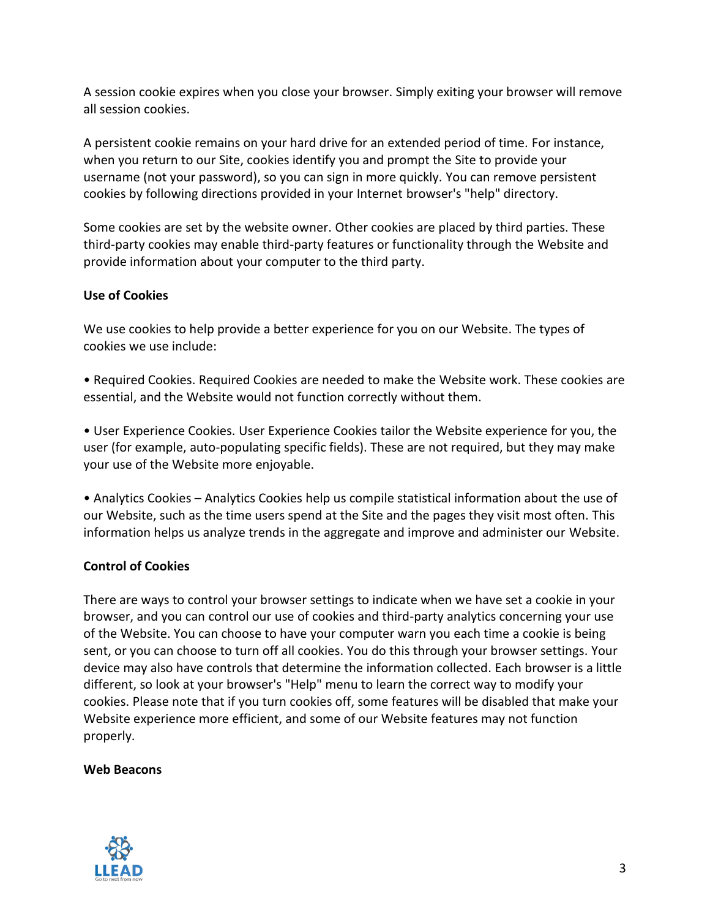A session cookie expires when you close your browser. Simply exiting your browser will remove all session cookies.

A persistent cookie remains on your hard drive for an extended period of time. For instance, when you return to our Site, cookies identify you and prompt the Site to provide your username (not your password), so you can sign in more quickly. You can remove persistent cookies by following directions provided in your Internet browser's "help" directory.

Some cookies are set by the website owner. Other cookies are placed by third parties. These third-party cookies may enable third-party features or functionality through the Website and provide information about your computer to the third party.

**Use of Cookies**

We use cookies to help provide a better experience for you on our Website. The types of cookies we use include:

• Required Cookies. Required Cookies are needed to make the Website work. These cookies are essential, and the Website would not function correctly without them.

• User Experience Cookies. User Experience Cookies tailor the Website experience for you, the user (for example, auto-populating specific fields). These are not required, but they may make your use of the Website more enjoyable.

• Analytics Cookies – Analytics Cookies help us compile statistical information about the use of our Website, such as the time users spend at the Site and the pages they visit most often. This information helps us analyze trends in the aggregate and improve and administer our Website.

**Control of Cookies**

There are ways to control your browser settings to indicate when we have set a cookie in your browser, and you can control our use of cookies and third-party analytics concerning your use of the Website. You can choose to have your computer warn you each time a cookie is being sent, or you can choose to turn off all cookies. You do this through your browser settings. Your device may also have controls that determine the information collected. Each browser is a little different, so look at your browser's "Help" menu to learn the correct way to modify your cookies. Please note that if you turn cookies off, some features will be disabled that make your Website experience more efficient, and some of our Website features may not function properly.

**Web Beacons**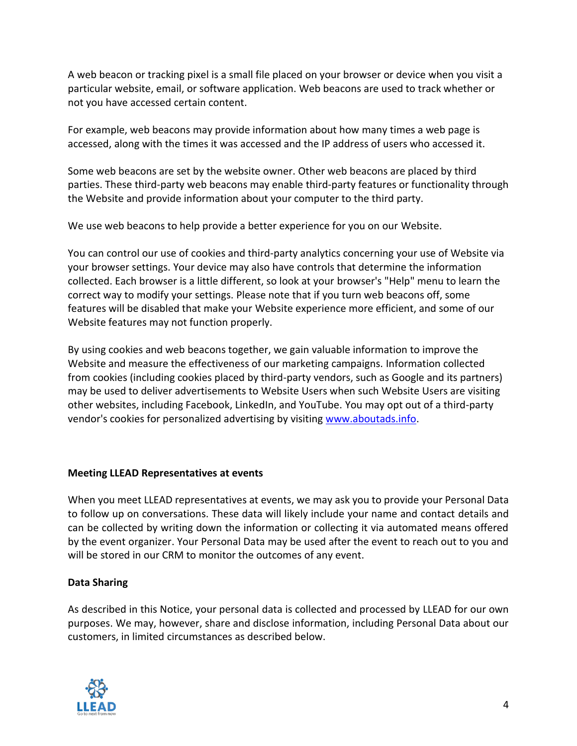A web beacon or tracking pixel is a small file placed on your browser or device when you visit a particular website, email, or software application. Web beacons are used to track whether or not you have accessed certain content.

For example, web beacons may provide information about how many times a web page is accessed, along with the times it was accessed and the IP address of users who accessed it.

Some web beacons are set by the website owner. Other web beacons are placed by third parties. These third-party web beacons may enable third-party features or functionality through the Website and provide information about your computer to the third party.

We use web beacons to help provide a better experience for you on our Website.

You can control our use of cookies and third-party analytics concerning your use of Website via your browser settings. Your device may also have controls that determine the information collected. Each browser is a little different, so look at your browser's "Help" menu to learn the correct way to modify your settings. Please note that if you turn web beacons off, some features will be disabled that make your Website experience more efficient, and some of our Website features may not function properly.

By using cookies and web beacons together, we gain valuable information to improve the Website and measure the effectiveness of our marketing campaigns. Information collected from cookies (including cookies placed by third-party vendors, such as Google and its partners) may be used to deliver advertisements to Website Users when such Website Users are visiting other websites, including Facebook, LinkedIn, and YouTube. You may opt out of a third-party vendor's cookies for personalized advertising by visiting [www.aboutads.info](http://www.aboutads.info).

**Meeting LLEAD Representatives at events**

When you meet LLEAD representatives at events, we may ask you to provide your Personal Data to follow up on conversations. These data will likely include your name and contact details and can be collected by writing down the information or collecting it via automated means offered by the event organizer. Your Personal Data may be used after the event to reach out to you and will be stored in our CRM to monitor the outcomes of any event.

**Data Sharing**

As described in this Notice, your personal data is collected and processed by LLEAD for our own purposes. We may, however, share and disclose information, including Personal Data about our customers, in limited circumstances as described below.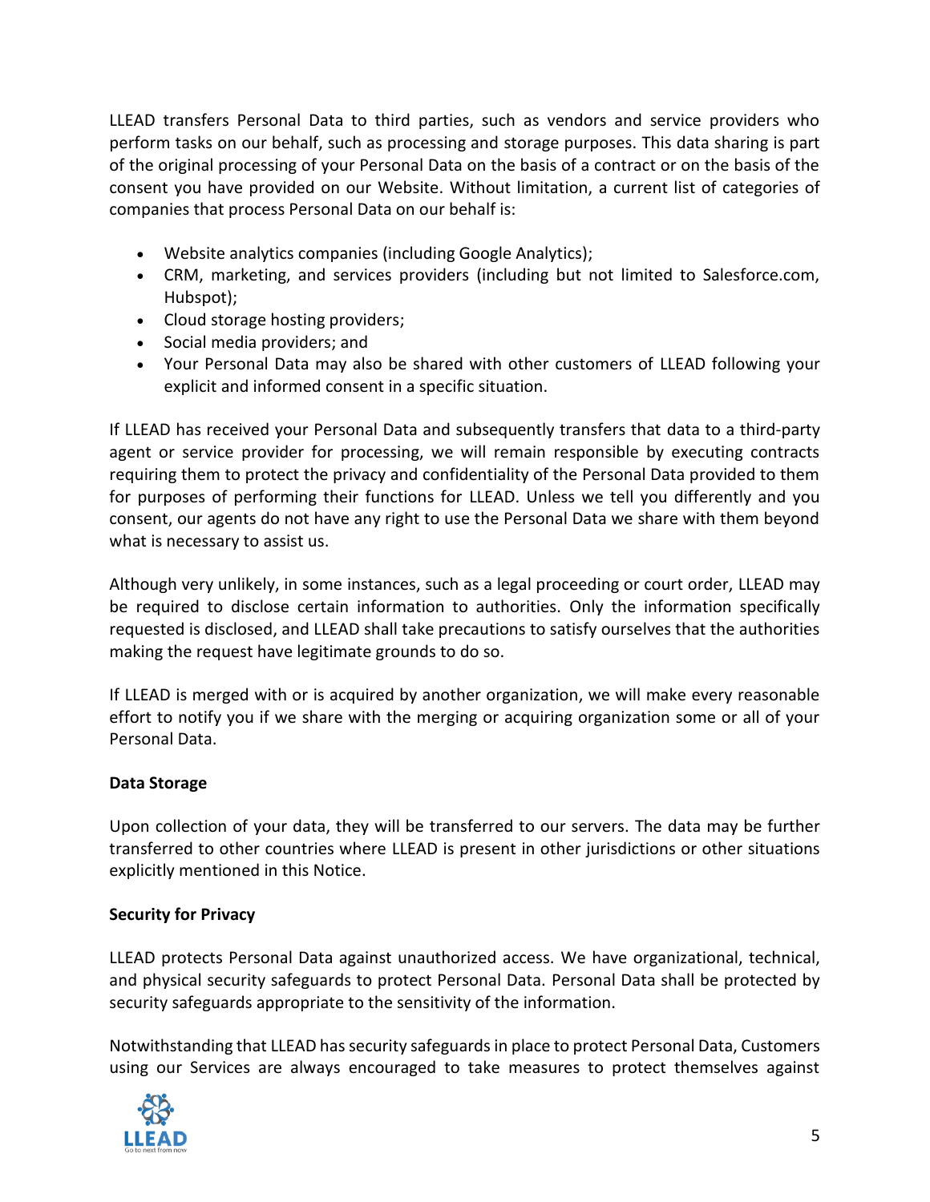LLEAD transfers Personal Data to third parties, such as vendors and service providers who perform tasks on our behalf, such as processing and storage purposes. This data sharing is part of the original processing of your Personal Data on the basis of a contract or on the basis of the consent you have provided on our Website. Without limitation, a current list of categories of companies that process Personal Data on our behalf is:

- Website analytics companies (including Google Analytics);
- CRM, marketing, and services providers (including but not limited to Salesforce.com, Hubspot);
- Cloud storage hosting providers;
- Social media providers; and
- Your Personal Data may also be shared with other customers of LLEAD following your explicit and informed consent in a specific situation.

If LLEAD has received your Personal Data and subsequently transfers that data to a third-party agent or service provider for processing, we will remain responsible by executing contracts requiring them to protect the privacy and confidentiality of the Personal Data provided to them for purposes of performing their functions for LLEAD. Unless we tell you differently and you consent, our agents do not have any right to use the Personal Data we share with them beyond what is necessary to assist us.

Although very unlikely, in some instances, such as a legal proceeding or court order, LLEAD may be required to disclose certain information to authorities. Only the information specifically requested is disclosed, and LLEAD shall take precautions to satisfy ourselves that the authorities making the request have legitimate grounds to do so.

If LLEAD is merged with or is acquired by another organization, we will make every reasonable effort to notify you if we share with the merging or acquiring organization some or all of your Personal Data.

**Data Storage**

Upon collection of your data, they will be transferred to our servers. The data may be further transferred to other countries where LLEAD is present in other jurisdictions or other situations explicitly mentioned in this Notice.

**Security for Privacy**

LLEAD protects Personal Data against unauthorized access. We have organizational, technical, and physical security safeguards to protect Personal Data. Personal Data shall be protected by security safeguards appropriate to the sensitivity of the information.

Notwithstanding that LLEAD has security safeguards in place to protect Personal Data, Customers using our Services are always encouraged to take measures to protect themselves against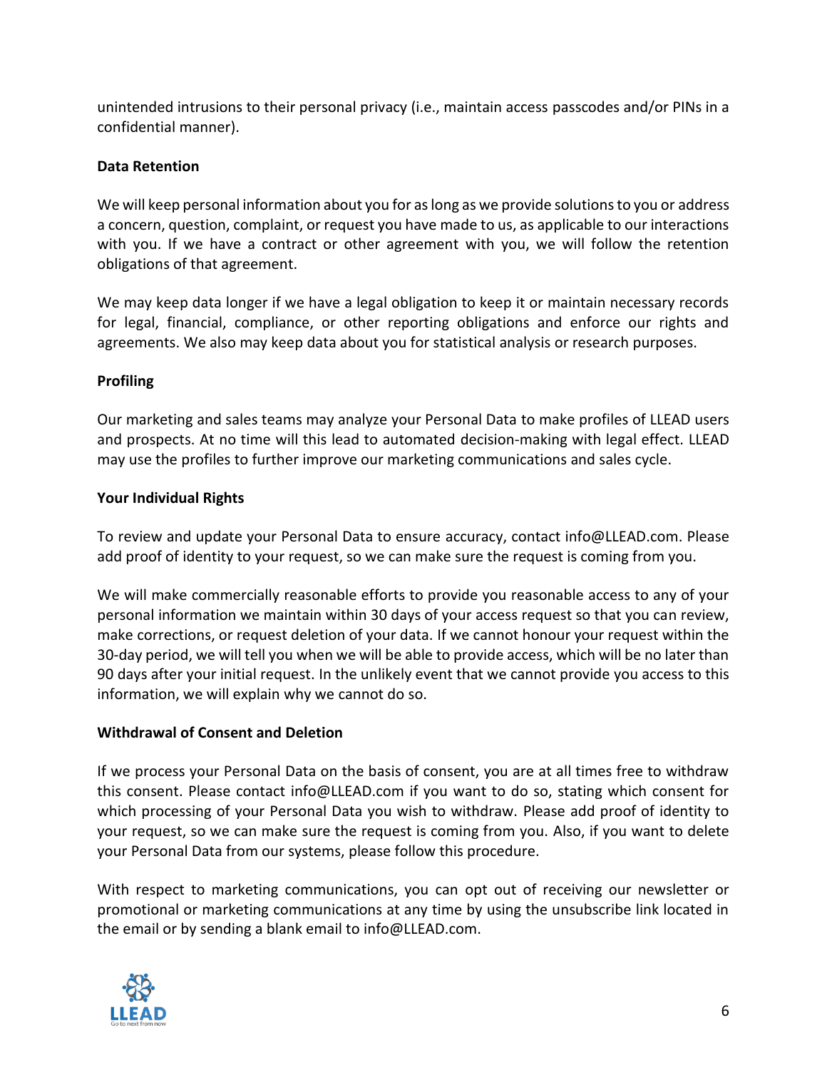unintended intrusions to their personal privacy (i.e., maintain access passcodes and/or PINs in a confidential manner).

**Data Retention**

We will keep personal information about you for as long as we provide solutions to you or address a concern, question, complaint, or request you have made to us, as applicable to our interactions with you. If we have a contract or other agreement with you, we will follow the retention obligations of that agreement.

We may keep data longer if we have a legal obligation to keep it or maintain necessary records for legal, financial, compliance, or other reporting obligations and enforce our rights and agreements. We also may keep data about you for statistical analysis or research purposes.

**Profiling**

Our marketing and sales teams may analyze your Personal Data to make profiles of LLEAD users and prospects. At no time will this lead to automated decision-making with legal effect. LLEAD may use the profiles to further improve our marketing communications and sales cycle.

**Your Individual Rights**

To review and update your Personal Data to ensure accuracy, contact info@LLEAD.com. Please add proof of identity to your request, so we can make sure the request is coming from you.

We will make commercially reasonable efforts to provide you reasonable access to any of your personal information we maintain within 30 days of your access request so that you can review, make corrections, or request deletion of your data. If we cannot honour your request within the 30-day period, we will tell you when we will be able to provide access, which will be no later than 90 days after your initial request. In the unlikely event that we cannot provide you access to this information, we will explain why we cannot do so.

**Withdrawal of Consent and Deletion**

If we process your Personal Data on the basis of consent, you are at all times free to withdraw this consent. Please contact info@LLEAD.com if you want to do so, stating which consent for which processing of your Personal Data you wish to withdraw. Please add proof of identity to your request, so we can make sure the request is coming from you. Also, if you want to delete your Personal Data from our systems, please follow this procedure.

With respect to marketing communications, you can opt out of receiving our newsletter or promotional or marketing communications at any time by using the unsubscribe link located in the email or by sending a blank email to info@LLEAD.com.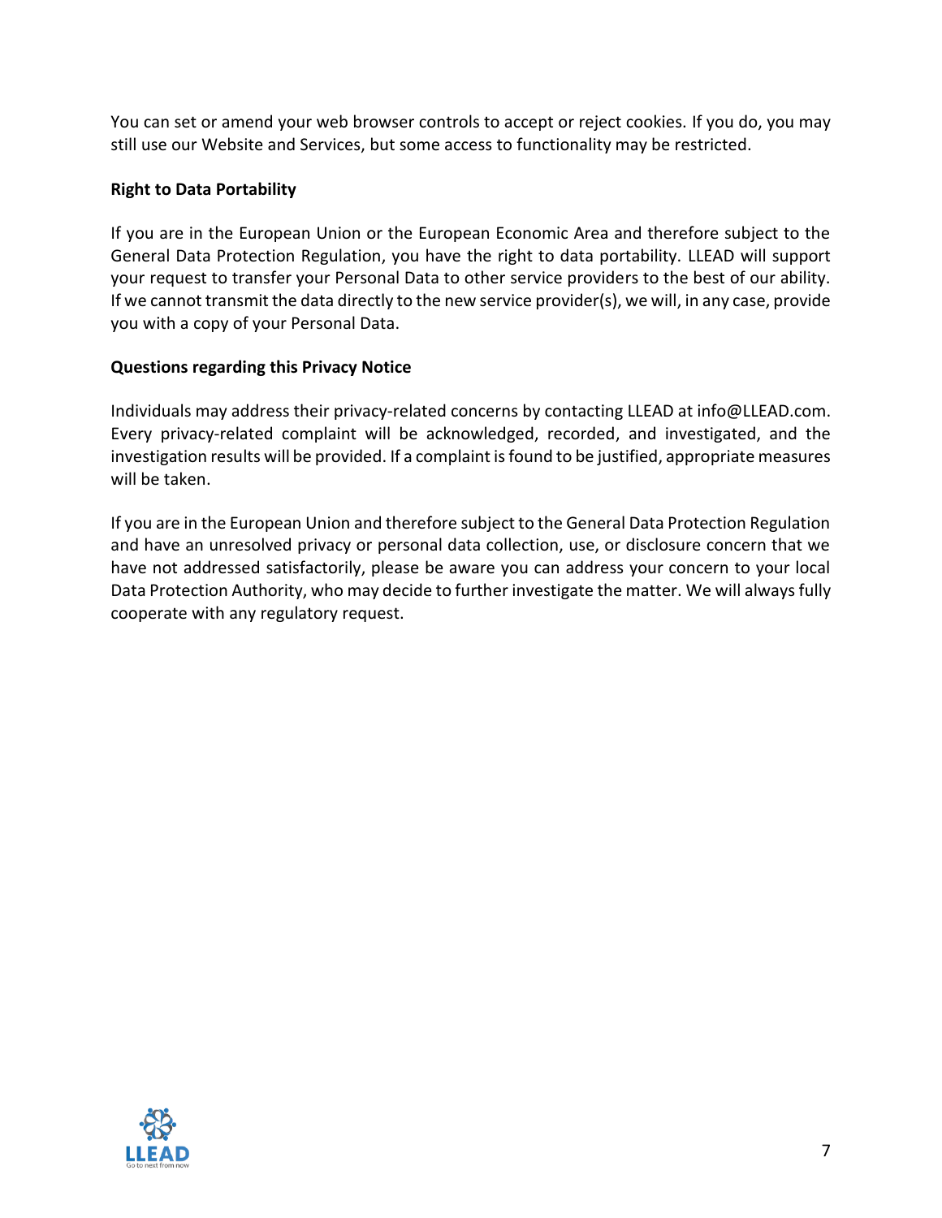You can set or amend your web browser controls to accept or reject cookies. If you do, you may still use our Website and Services, but some access to functionality may be restricted.

**Right to Data Portability**

If you are in the European Union or the European Economic Area and therefore subject to the General Data Protection Regulation, you have the right to data portability. LLEAD will support your request to transfer your Personal Data to other service providers to the best of our ability. If we cannot transmit the data directly to the new service provider(s), we will, in any case, provide you with a copy of your Personal Data.

**Questions regarding this Privacy Notice**

Individuals may address their privacy-related concerns by contacting LLEAD at info@LLEAD.com. Every privacy-related complaint will be acknowledged, recorded, and investigated, and the investigation results will be provided. If a complaint is found to be justified, appropriate measures will be taken.

If you are in the European Union and therefore subject to the General Data Protection Regulation and have an unresolved privacy or personal data collection, use, or disclosure concern that we have not addressed satisfactorily, please be aware you can address your concern to your local Data Protection Authority, who may decide to further investigate the matter. We will always fully cooperate with any regulatory request.